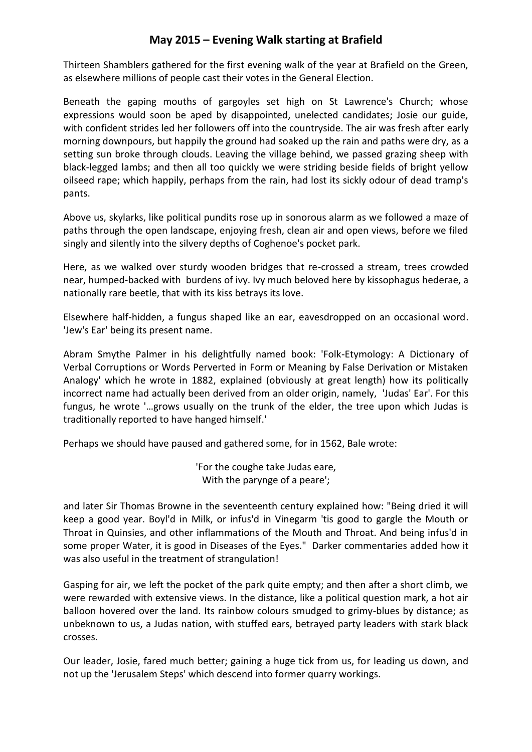# May 2015 – Evening Walk starting at Brafield

Thirteen Shamblers gathered for the first evening walk of the year at Brafield on the Green, as elsewhere millions of people cast their votes in the General Election.

Beneath the gaping mouths of gargoyles set high on St Lawrence's Church; whose expressions would soon be aped by disappointed, unelected candidates; Josie our guide, with confident strides led her followers off into the countryside. The air was fresh after early morning downpours, but happily the ground had soaked up the rain and paths were dry, as a setting sun broke through clouds. Leaving the village behind, we passed grazing sheep with black-legged lambs; and then all too quickly we were striding beside fields of bright yellow oilseed rape; which happily, perhaps from the rain, had lost its sickly odour of dead tramp's pants.

Above us, skylarks, like political pundits rose up in sonorous alarm as we followed a maze of paths through the open landscape, enjoying fresh, clean air and open views, before we filed singly and silently into the silvery depths of Coghenoe's pocket park.

Here, as we walked over sturdy wooden bridges that re-crossed a stream, trees crowded near, humped-backed with burdens of ivy. Ivy much beloved here by kissophagus hederae, a nationally rare beetle, that with its kiss betrays its love.

Elsewhere half-hidden, a fungus shaped like an ear, eavesdropped on an occasional word. 'Jew's Ear' being its present name.

Abram Smythe Palmer in his delightfully named book: 'Folk-Etymology: A Dictionary of Verbal Corruptions or Words Perverted in Form or Meaning by False Derivation or Mistaken Analogy' which he wrote in 1882, explained (obviously at great length) how its politically incorrect name had actually been derived from an older origin, namely, 'Judas' Ear'. For this fungus, he wrote '…grows usually on the trunk of the elder, the tree upon which Judas is traditionally reported to have hanged himself.'

Perhaps we should have paused and gathered some, for in 1562, Bale wrote:

> 'For the coughe take Judas eare,
> With the parynge of a peare';

and later Sir Thomas Browne in the seventeenth century explained how: "Being dried it will keep a good year. Boyl'd in Milk, or infus'd in Vinegarm 'tis good to gargle the Mouth or Throat in Quinsies, and other inflammations of the Mouth and Throat. And being infus'd in some proper Water, it is good in Diseases of the Eyes." Darker commentaries added how it was also useful in the treatment of strangulation!

Gasping for air, we left the pocket of the park quite empty; and then after a short climb, we were rewarded with extensive views. In the distance, like a political question mark, a hot air balloon hovered over the land. Its rainbow colours smudged to grimy-blues by distance; as unbeknown to us, a Judas nation, with stuffed ears, betrayed party leaders with stark black crosses.

Our leader, Josie, fared much better; gaining a huge tick from us, for leading us down, and not up the 'Jerusalem Steps' which descend into former quarry workings.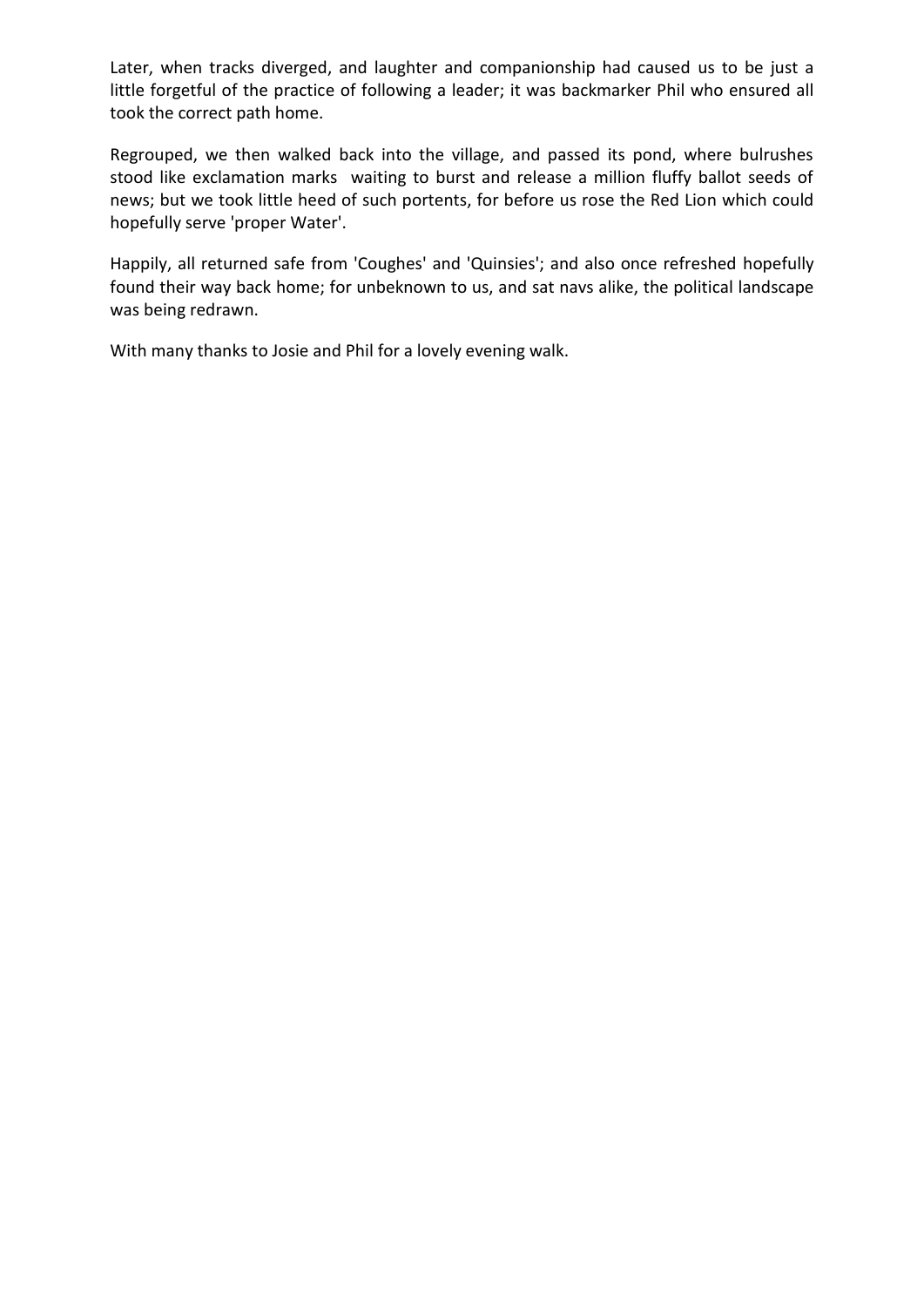Later, when tracks diverged, and laughter and companionship had caused us to be just a little forgetful of the practice of following a leader; it was backmarker Phil who ensured all took the correct path home.

Regrouped, we then walked back into the village, and passed its pond, where bulrushes stood like exclamation marks waiting to burst and release a million fluffy ballot seeds of news; but we took little heed of such portents, for before us rose the Red Lion which could hopefully serve 'proper Water'.

Happily, all returned safe from 'Coughes' and 'Quinsies'; and also once refreshed hopefully found their way back home; for unbeknown to us, and sat navs alike, the political landscape was being redrawn.

With many thanks to Josie and Phil for a lovely evening walk.